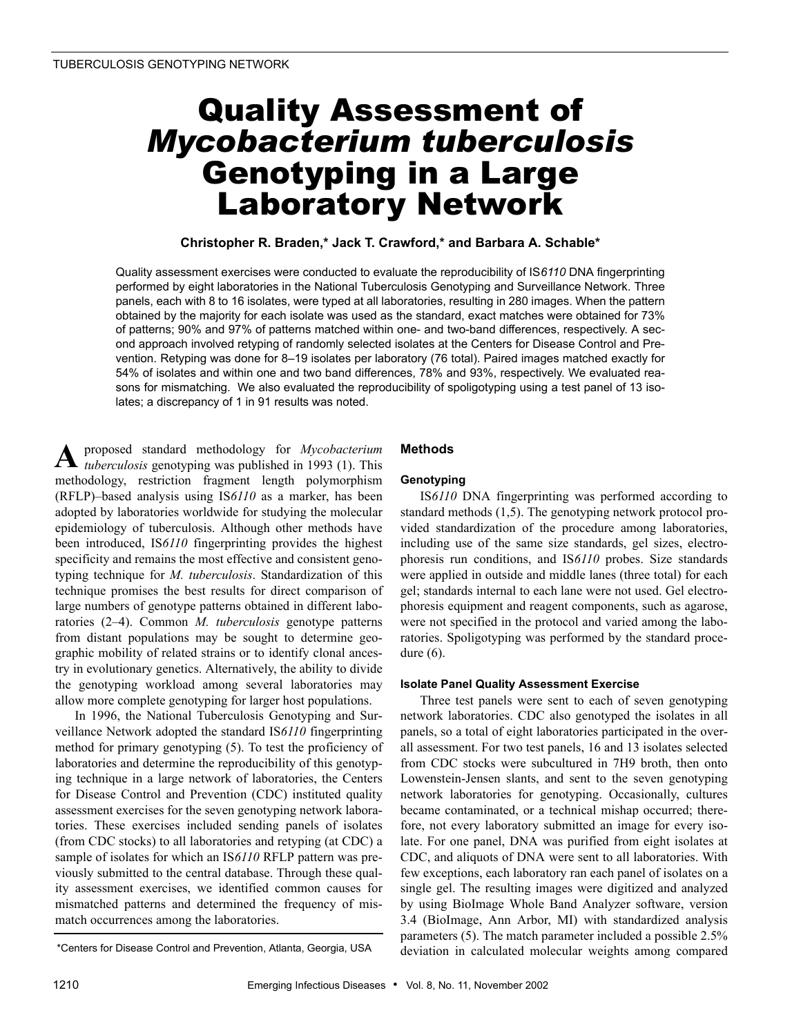# Quality Assessment of *Mycobacterium tuberculosis* Genotyping in a Large Laboratory Network

**Christopher R. Braden,* Jack T. Crawford,* and Barbara A. Schable***

Quality assessment exercises were conducted to evaluate the reproducibility of IS*6110* DNA fingerprinting performed by eight laboratories in the National Tuberculosis Genotyping and Surveillance Network. Three panels, each with 8 to 16 isolates, were typed at all laboratories, resulting in 280 images. When the pattern obtained by the majority for each isolate was used as the standard, exact matches were obtained for 73% of patterns; 90% and 97% of patterns matched within one- and two-band differences, respectively. A second approach involved retyping of randomly selected isolates at the Centers for Disease Control and Prevention. Retyping was done for 8–19 isolates per laboratory (76 total). Paired images matched exactly for 54% of isolates and within one and two band differences, 78% and 93%, respectively. We evaluated reasons for mismatching. We also evaluated the reproducibility of spoligotyping using a test panel of 13 isolates; a discrepancy of 1 in 91 results was noted.

A proposed standard methodology for *Mycobacterium tuberculosis* genotyping was published in 1993 (1). This methodology, restriction fragment length polymorphism (RFLP)–based analysis using IS*6110* as a marker, has been adopted by laboratories worldwide for studying the molecular epidemiology of tuberculosis. Although other methods have been introduced, IS*6110* fingerprinting provides the highest specificity and remains the most effective and consistent genotyping technique for *M. tuberculosis*. Standardization of this technique promises the best results for direct comparison of large numbers of genotype patterns obtained in different laboratories (2–4). Common *M. tuberculosis* genotype patterns from distant populations may be sought to determine geographic mobility of related strains or to identify clonal ancestry in evolutionary genetics. Alternatively, the ability to divide the genotyping workload among several laboratories may allow more complete genotyping for larger host populations.

In 1996, the National Tuberculosis Genotyping and Surveillance Network adopted the standard IS*6110* fingerprinting method for primary genotyping (5). To test the proficiency of laboratories and determine the reproducibility of this genotyping technique in a large network of laboratories, the Centers for Disease Control and Prevention (CDC) instituted quality assessment exercises for the seven genotyping network laboratories. These exercises included sending panels of isolates (from CDC stocks) to all laboratories and retyping (at CDC) a sample of isolates for which an IS*6110* RFLP pattern was previously submitted to the central database. Through these quality assessment exercises, we identified common causes for mismatched patterns and determined the frequency of mismatch occurrences among the laboratories.

*Centers for Disease Control and Prevention, Atlanta, Georgia, USA

## Methods

### Genotyping

IS*6110* DNA fingerprinting was performed according to standard methods (1,5). The genotyping network protocol provided standardization of the procedure among laboratories, including use of the same size standards, gel sizes, electrophoresis run conditions, and IS*6110* probes. Size standards were applied in outside and middle lanes (three total) for each gel; standards internal to each lane were not used. Gel electrophoresis equipment and reagent components, such as agarose, were not specified in the protocol and varied among the laboratories. Spoligotyping was performed by the standard procedure (6).

### Isolate Panel Quality Assessment Exercise

Three test panels were sent to each of seven genotyping network laboratories. CDC also genotyped the isolates in all panels, so a total of eight laboratories participated in the overall assessment. For two test panels, 16 and 13 isolates selected from CDC stocks were subcultured in 7H9 broth, then onto Lowenstein-Jensen slants, and sent to the seven genotyping network laboratories for genotyping. Occasionally, cultures became contaminated, or a technical mishap occurred; therefore, not every laboratory submitted an image for every isolate. For one panel, DNA was purified from eight isolates at CDC, and aliquots of DNA were sent to all laboratories. With few exceptions, each laboratory ran each panel of isolates on a single gel. The resulting images were digitized and analyzed by using BioImage Whole Band Analyzer software, version 3.4 (BioImage, Ann Arbor, MI) with standardized analysis parameters (5). The match parameter included a possible 2.5% deviation in calculated molecular weights among compared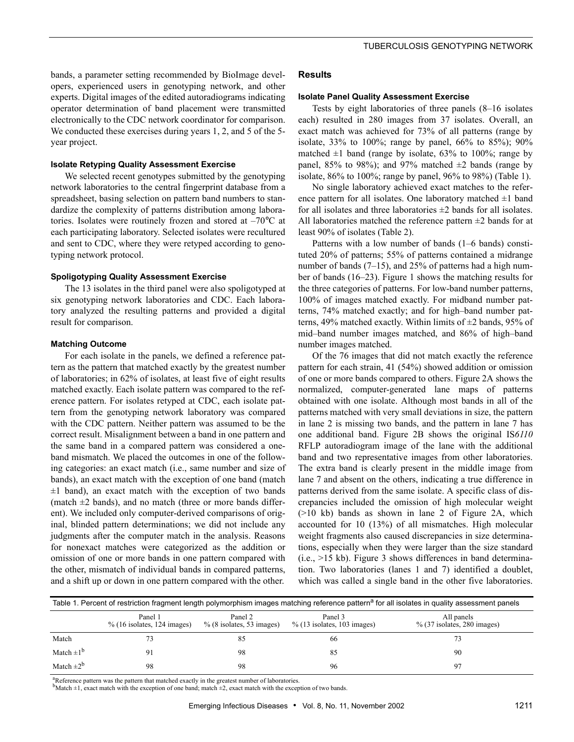bands, a parameter setting recommended by BioImage developers, experienced users in genotyping network, and other experts. Digital images of the edited autoradiograms indicating operator determination of band placement were transmitted electronically to the CDC network coordinator for comparison. We conducted these exercises during years 1, 2, and 5 of the 5-year project.

### Isolate Retyping Quality Assessment Exercise

We selected recent genotypes submitted by the genotyping network laboratories to the central fingerprint database from a spreadsheet, basing selection on pattern band numbers to standardize the complexity of patterns distribution among laboratories. Isolates were routinely frozen and stored at –70°C at each participating laboratory. Selected isolates were recultured and sent to CDC, where they were retyped according to genotyping network protocol.

### Spoligotyping Quality Assessment Exercise

The 13 isolates in the third panel were also spoligotyped at six genotyping network laboratories and CDC. Each laboratory analyzed the resulting patterns and provided a digital result for comparison.

### Matching Outcome

For each isolate in the panels, we defined a reference pattern as the pattern that matched exactly by the greatest number of laboratories; in 62% of isolates, at least five of eight results matched exactly. Each isolate pattern was compared to the reference pattern. For isolates retyped at CDC, each isolate pattern from the genotyping network laboratory was compared with the CDC pattern. Neither pattern was assumed to be the correct result. Misalignment between a band in one pattern and the same band in a compared pattern was considered a one-band mismatch. We placed the outcomes in one of the following categories: an exact match (i.e., same number and size of bands), an exact match with the exception of one band (match ±1 band), an exact match with the exception of two bands (match ±2 bands), and no match (three or more bands different). We included only computer-derived comparisons of original, blinded pattern determinations; we did not include any judgments after the computer match in the analysis. Reasons for nonexact matches were categorized as the addition or omission of one or more bands in one pattern compared with the other, mismatch of individual bands in compared patterns, and a shift up or down in one pattern compared with the other.

## Results

### Isolate Panel Quality Assessment Exercise

Tests by eight laboratories of three panels (8–16 isolates each) resulted in 280 images from 37 isolates. Overall, an exact match was achieved for 73% of all patterns (range by isolate, 33% to 100%; range by panel, 66% to 85%); 90% matched ±1 band (range by isolate, 63% to 100%; range by panel, 85% to 98%); and 97% matched ±2 bands (range by isolate, 86% to 100%; range by panel, 96% to 98%) (Table 1).

No single laboratory achieved exact matches to the reference pattern for all isolates. One laboratory matched ±1 band for all isolates and three laboratories ±2 bands for all isolates. All laboratories matched the reference pattern ±2 bands for at least 90% of isolates (Table 2).

Patterns with a low number of bands (1–6 bands) constituted 20% of patterns; 55% of patterns contained a midrange number of bands (7–15), and 25% of patterns had a high number of bands (16–23). Figure 1 shows the matching results for the three categories of patterns. For low-band number patterns, 100% of images matched exactly. For midband number patterns, 74% matched exactly; and for high–band number patterns, 49% matched exactly. Within limits of ±2 bands, 95% of mid–band number images matched, and 86% of high–band number images matched.

Of the 76 images that did not match exactly the reference pattern for each strain, 41 (54%) showed addition or omission of one or more bands compared to others. Figure 2A shows the normalized, computer-generated lane maps of patterns obtained with one isolate. Although most bands in all of the patterns matched with very small deviations in size, the pattern in lane 2 is missing two bands, and the pattern in lane 7 has one additional band. Figure 2B shows the original IS*6110* RFLP autoradiogram image of the lane with the additional band and two representative images from other laboratories. The extra band is clearly present in the middle image from lane 7 and absent on the others, indicating a true difference in patterns derived from the same isolate. A specific class of discrepancies included the omission of high molecular weight (>10 kb) bands as shown in lane 2 of Figure 2A, which accounted for 10 (13%) of all mismatches. High molecular weight fragments also caused discrepancies in size determinations, especially when they were larger than the size standard (i.e., >15 kb). Figure 3 shows differences in band determination. Two laboratories (lanes 1 and 7) identified a doublet, which was called a single band in the other five laboratories.

Table 1. Percent of restriction fragment length polymorphism images matching reference pattern[a] for all isolates in quality assessment panels

| | Panel 1 % (16 isolates, 124 images) | Panel 2 % (8 isolates, 53 images) | Panel 3 % (13 isolates, 103 images) | All panels % (37 isolates, 280 images) |
|---|---|---|---|---|
| Match | 73 | 85 | 66 | 73 |
| Match ±1[b] | 91 | 98 | 85 | 90 |
| Match ±2[b] | 98 | 98 | 96 | 97 |

[a]Reference pattern was the pattern that matched exactly in the greatest number of laboratories.
[b]Match ±1, exact match with the exception of one band; match ±2, exact match with the exception of two bands.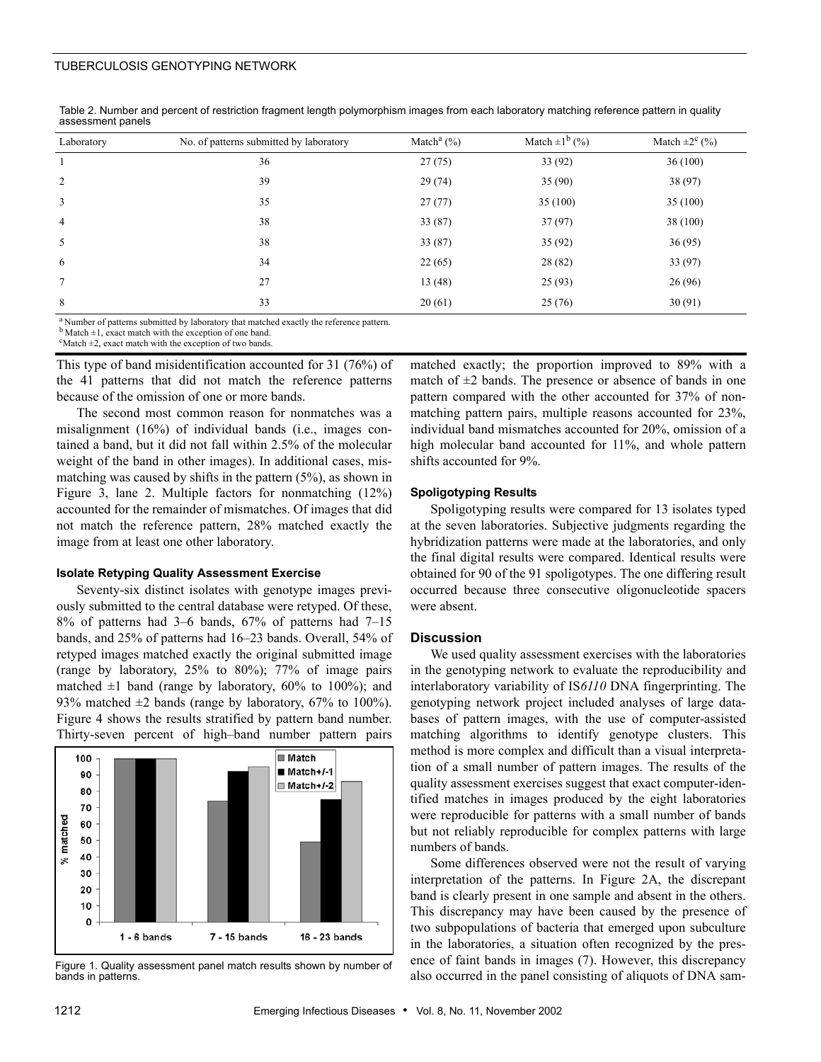Table 2. Number and percent of restriction fragment length polymorphism images from each laboratory matching reference pattern in quality assessment panels

| Laboratory | No. of patterns submitted by laboratory | Match[a] (%) | Match ±1[b] (%) | Match ±2[c] (%) |
|---|---|---|---|---|
| 1 | 36 | 27 (75) | 33 (92) | 36 (100) |
| 2 | 39 | 29 (74) | 35 (90) | 38 (97) |
| 3 | 35 | 27 (77) | 35 (100) | 35 (100) |
| 4 | 38 | 33 (87) | 37 (97) | 38 (100) |
| 5 | 38 | 33 (87) | 35 (92) | 36 (95) |
| 6 | 34 | 22 (65) | 28 (82) | 33 (97) |
| 7 | 27 | 13 (48) | 25 (93) | 26 (96) |
| 8 | 33 | 20 (61) | 25 (76) | 30 (91) |

[a] Number of patterns submitted by laboratory that matched exactly the reference pattern.
[b] Match ±1, exact match with the exception of one band.
[c] Match ±2, exact match with the exception of two bands.

This type of band misidentification accounted for 31 (76%) of the 41 patterns that did not match the reference patterns because of the omission of one or more bands.

The second most common reason for nonmatches was a misalignment (16%) of individual bands (i.e., images contained a band, but it did not fall within 2.5% of the molecular weight of the band in other images). In additional cases, mismatching was caused by shifts in the pattern (5%), as shown in Figure 3, lane 2. Multiple factors for nonmatching (12%) accounted for the remainder of mismatches. Of images that did not match the reference pattern, 28% matched exactly the image from at least one other laboratory.

#### Isolate Retyping Quality Assessment Exercise

Seventy-six distinct isolates with genotype images previously submitted to the central database were retyped. Of these, 8% of patterns had 3–6 bands, 67% of patterns had 7–15 bands, and 25% of patterns had 16–23 bands. Overall, 54% of retyped images matched exactly the original submitted image (range by laboratory, 25% to 80%); 77% of image pairs matched ±1 band (range by laboratory, 60% to 100%); and 93% matched ±2 bands (range by laboratory, 67% to 100%). Figure 4 shows the results stratified by pattern band number. Thirty-seven percent of high–band number pattern pairs matched exactly; the proportion improved to 89% with a match of ±2 bands. The presence or absence of bands in one pattern compared with the other accounted for 37% of nonmatching pattern pairs, multiple reasons accounted for 23%, individual band mismatches accounted for 20%, omission of a high molecular band accounted for 11%, and whole pattern shifts accounted for 9%.

Figure 1. Quality assessment panel match results shown by number of bands in patterns.

#### Spoligotyping Results

Spoligotyping results were compared for 13 isolates typed at the seven laboratories. Subjective judgments regarding the hybridization patterns were made at the laboratories, and only the final digital results were compared. Identical results were obtained for 90 of the 91 spoligotypes. The one differing result occurred because three consecutive oligonucleotide spacers were absent.

### Discussion

We used quality assessment exercises with the laboratories in the genotyping network to evaluate the reproducibility and interlaboratory variability of IS*6110* DNA fingerprinting. The genotyping network project included analyses of large databases of pattern images, with the use of computer-assisted matching algorithms to identify genotype clusters. This method is more complex and difficult than a visual interpretation of a small number of pattern images. The results of the quality assessment exercises suggest that exact computer-identified matches in images produced by the eight laboratories were reproducible for patterns with a small number of bands but not reliably reproducible for complex patterns with large numbers of bands.

Some differences observed were not the result of varying interpretation of the patterns. In Figure 2A, the discrepant band is clearly present in one sample and absent in the others. This discrepancy may have been caused by the presence of two subpopulations of bacteria that emerged upon subculture in the laboratories, a situation often recognized by the presence of faint bands in images (7). However, this discrepancy also occurred in the panel consisting of aliquots of DNA sam-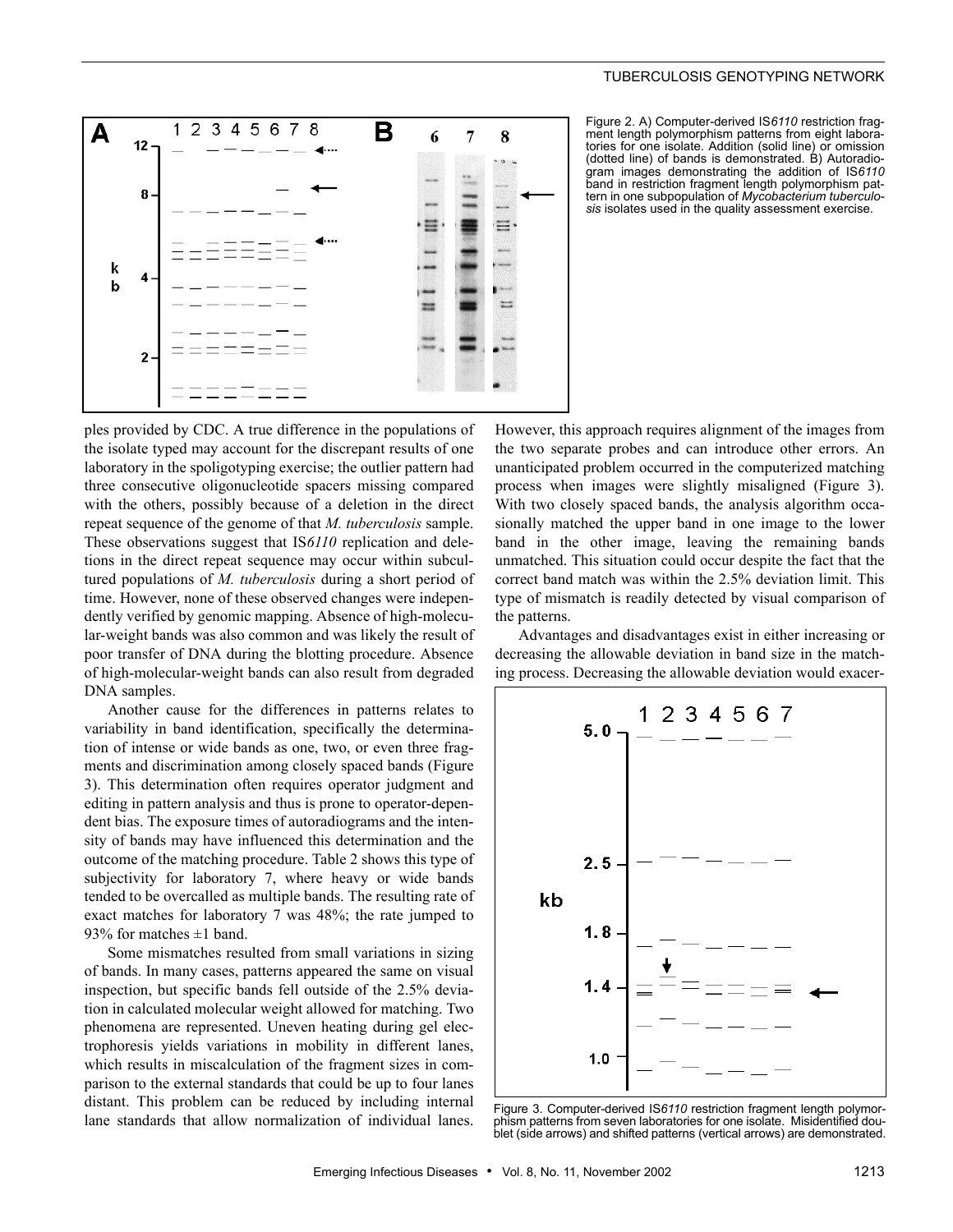Figure 2. A) Computer-derived IS*6110* restriction fragment length polymorphism patterns from eight laboratories for one isolate. Addition (solid line) or omission (dotted line) of bands is demonstrated. B) Autoradiogram images demonstrating the addition of IS*6110* band in restriction fragment length polymorphism pattern in one subpopulation of *Mycobacterium tuberculosis* isolates used in the quality assessment exercise.

ples provided by CDC. A true difference in the populations of the isolate typed may account for the discrepant results of one laboratory in the spoligotyping exercise; the outlier pattern had three consecutive oligonucleotide spacers missing compared with the others, possibly because of a deletion in the direct repeat sequence of the genome of that *M. tuberculosis* sample. These observations suggest that IS*6110* replication and deletions in the direct repeat sequence may occur within subcultured populations of *M. tuberculosis* during a short period of time. However, none of these observed changes were independently verified by genomic mapping. Absence of high-molecular-weight bands was also common and was likely the result of poor transfer of DNA during the blotting procedure. Absence of high-molecular-weight bands can also result from degraded DNA samples.

Another cause for the differences in patterns relates to variability in band identification, specifically the determination of intense or wide bands as one, two, or even three fragments and discrimination among closely spaced bands (Figure 3). This determination often requires operator judgment and editing in pattern analysis and thus is prone to operator-dependent bias. The exposure times of autoradiograms and the intensity of bands may have influenced this determination and the outcome of the matching procedure. Table 2 shows this type of subjectivity for laboratory 7, where heavy or wide bands tended to be overcalled as multiple bands. The resulting rate of exact matches for laboratory 7 was 48%; the rate jumped to 93% for matches ±1 band.

Some mismatches resulted from small variations in sizing of bands. In many cases, patterns appeared the same on visual inspection, but specific bands fell outside of the 2.5% deviation in calculated molecular weight allowed for matching. Two phenomena are represented. Uneven heating during gel electrophoresis yields variations in mobility in different lanes, which results in miscalculation of the fragment sizes in comparison to the external standards that could be up to four lanes distant. This problem can be reduced by including internal lane standards that allow normalization of individual lanes. However, this approach requires alignment of the images from the two separate probes and can introduce other errors. An unanticipated problem occurred in the computerized matching process when images were slightly misaligned (Figure 3). With two closely spaced bands, the analysis algorithm occasionally matched the upper band in one image to the lower band in the other image, leaving the remaining bands unmatched. This situation could occur despite the fact that the correct band match was within the 2.5% deviation limit. This type of mismatch is readily detected by visual comparison of the patterns.

Advantages and disadvantages exist in either increasing or decreasing the allowable deviation in band size in the matching process. Decreasing the allowable deviation would exacer-

Figure 3. Computer-derived IS*6110* restriction fragment length polymorphism patterns from seven laboratories for one isolate. Misidentified doublet (side arrows) and shifted patterns (vertical arrows) are demonstrated.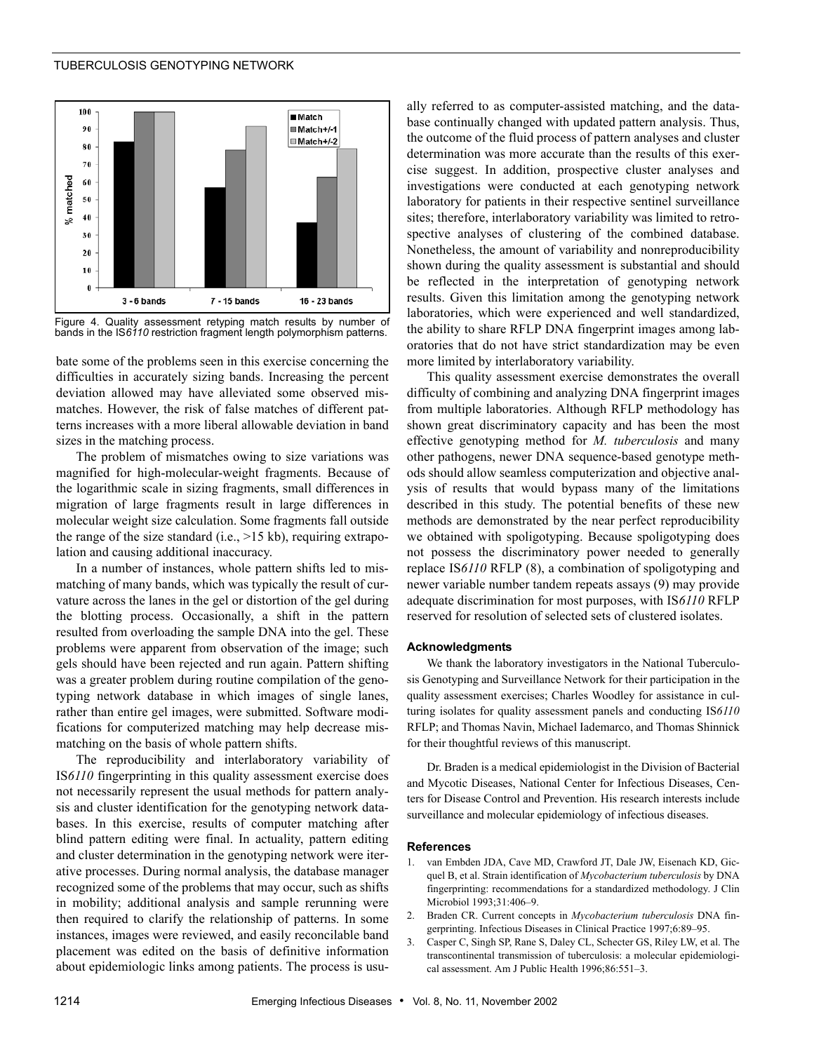Figure 4. Quality assessment retyping match results by number of bands in the IS*6110* restriction fragment length polymorphism patterns.

bate some of the problems seen in this exercise concerning the difficulties in accurately sizing bands. Increasing the percent deviation allowed may have alleviated some observed mismatches. However, the risk of false matches of different patterns increases with a more liberal allowable deviation in band sizes in the matching process.

The problem of mismatches owing to size variations was magnified for high-molecular-weight fragments. Because of the logarithmic scale in sizing fragments, small differences in migration of large fragments result in large differences in molecular weight size calculation. Some fragments fall outside the range of the size standard (i.e., >15 kb), requiring extrapolation and causing additional inaccuracy.

In a number of instances, whole pattern shifts led to mismatching of many bands, which was typically the result of curvature across the lanes in the gel or distortion of the gel during the blotting process. Occasionally, a shift in the pattern resulted from overloading the sample DNA into the gel. These problems were apparent from observation of the image; such gels should have been rejected and run again. Pattern shifting was a greater problem during routine compilation of the genotyping network database in which images of single lanes, rather than entire gel images, were submitted. Software modifications for computerized matching may help decrease mismatching on the basis of whole pattern shifts.

The reproducibility and interlaboratory variability of IS*6110* fingerprinting in this quality assessment exercise does not necessarily represent the usual methods for pattern analysis and cluster identification for the genotyping network databases. In this exercise, results of computer matching after blind pattern editing were final. In actuality, pattern editing and cluster determination in the genotyping network were iterative processes. During normal analysis, the database manager recognized some of the problems that may occur, such as shifts in mobility; additional analysis and sample rerunning were then required to clarify the relationship of patterns. In some instances, images were reviewed, and easily reconcilable band placement was edited on the basis of definitive information about epidemiologic links among patients. The process is usually referred to as computer-assisted matching, and the database continually changed with updated pattern analysis. Thus, the outcome of the fluid process of pattern analyses and cluster determination was more accurate than the results of this exercise suggest. In addition, prospective cluster analyses and investigations were conducted at each genotyping network laboratory for patients in their respective sentinel surveillance sites; therefore, interlaboratory variability was limited to retrospective analyses of clustering of the combined database. Nonetheless, the amount of variability and nonreproducibility shown during the quality assessment is substantial and should be reflected in the interpretation of genotyping network results. Given this limitation among the genotyping network laboratories, which were experienced and well standardized, the ability to share RFLP DNA fingerprint images among laboratories that do not have strict standardization may be even more limited by interlaboratory variability.

This quality assessment exercise demonstrates the overall difficulty of combining and analyzing DNA fingerprint images from multiple laboratories. Although RFLP methodology has shown great discriminatory capacity and has been the most effective genotyping method for *M. tuberculosis* and many other pathogens, newer DNA sequence-based genotype methods should allow seamless computerization and objective analysis of results that would bypass many of the limitations described in this study. The potential benefits of these new methods are demonstrated by the near perfect reproducibility we obtained with spoligotyping. Because spoligotyping does not possess the discriminatory power needed to generally replace IS*6110* RFLP (8), a combination of spoligotyping and newer variable number tandem repeats assays (9) may provide adequate discrimination for most purposes, with IS*6110* RFLP reserved for resolution of selected sets of clustered isolates.

### Acknowledgments

We thank the laboratory investigators in the National Tuberculosis Genotyping and Surveillance Network for their participation in the quality assessment exercises; Charles Woodley for assistance in culturing isolates for quality assessment panels and conducting IS*6110* RFLP; and Thomas Navin, Michael Iademarco, and Thomas Shinnick for their thoughtful reviews of this manuscript.

Dr. Braden is a medical epidemiologist in the Division of Bacterial and Mycotic Diseases, National Center for Infectious Diseases, Centers for Disease Control and Prevention. His research interests include surveillance and molecular epidemiology of infectious diseases.

### References

1. van Embden JDA, Cave MD, Crawford JT, Dale JW, Eisenach KD, Gicquel B, et al. Strain identification of *Mycobacterium tuberculosis* by DNA fingerprinting: recommendations for a standardized methodology. J Clin Microbiol 1993;31:406–9.
2. Braden CR. Current concepts in *Mycobacterium tuberculosis* DNA fingerprinting. Infectious Diseases in Clinical Practice 1997;6:89–95.
3. Casper C, Singh SP, Rane S, Daley CL, Schecter GS, Riley LW, et al. The transcontinental transmission of tuberculosis: a molecular epidemiological assessment. Am J Public Health 1996;86:551–3.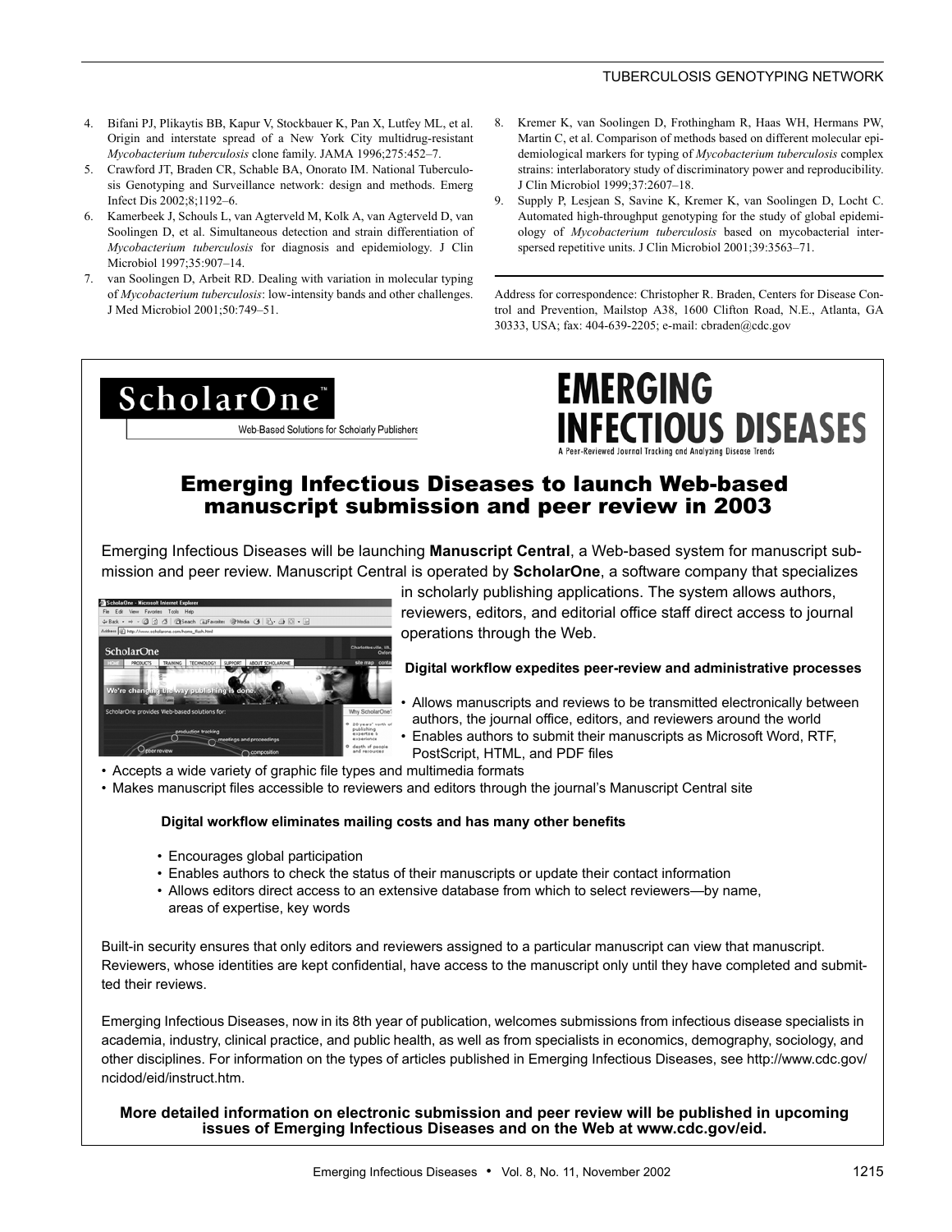4. Bifani PJ, Plikaytis BB, Kapur V, Stockbauer K, Pan X, Lutfey ML, et al. Origin and interstate spread of a New York City multidrug-resistant *Mycobacterium tuberculosis* clone family. JAMA 1996;275:452–7.
5. Crawford JT, Braden CR, Schable BA, Onorato IM. National Tuberculosis Genotyping and Surveillance network: design and methods. Emerg Infect Dis 2002;8;1192–6.
6. Kamerbeek J, Schouls L, van Agterveld M, Kolk A, van Agterveld D, van Soolingen D, et al. Simultaneous detection and strain differentiation of *Mycobacterium tuberculosis* for diagnosis and epidemiology. J Clin Microbiol 1997;35:907–14.
7. van Soolingen D, Arbeit RD. Dealing with variation in molecular typing of *Mycobacterium tuberculosis*: low-intensity bands and other challenges. J Med Microbiol 2001;50:749–51.
8. Kremer K, van Soolingen D, Frothingham R, Haas WH, Hermans PW, Martin C, et al. Comparison of methods based on different molecular epidemiological markers for typing of *Mycobacterium tuberculosis* complex strains: interlaboratory study of discriminatory power and reproducibility. J Clin Microbiol 1999;37:2607–18.
9. Supply P, Lesjean S, Savine K, Kremer K, van Soolingen D, Locht C. Automated high-throughput genotyping for the study of global epidemiology of *Mycobacterium tuberculosis* based on mycobacterial interspersed repetitive units. J Clin Microbiol 2001;39:3563–71.

Address for correspondence: Christopher R. Braden, Centers for Disease Control and Prevention, Mailstop A38, 1600 Clifton Road, N.E., Atlanta, GA 30333, USA; fax: 404-639-2205; e-mail: cbraden@cdc.gov

ScholarOne™ Web-Based Solutions for Scholarly Publishers

EMERGING INFECTIOUS DISEASES

A Peer-Reviewed Journal Tracking and Analyzing Disease Trends

## Emerging Infectious Diseases to launch Web-based manuscript submission and peer review in 2003

Emerging Infectious Diseases will be launching **Manuscript Central**, a Web-based system for manuscript submission and peer review. Manuscript Central is operated by **ScholarOne**, a software company that specializes in scholarly publishing applications. The system allows authors, reviewers, editors, and editorial office staff direct access to journal operations through the Web.

**Digital workflow expedites peer-review and administrative processes**

- Allows manuscripts and reviews to be transmitted electronically between authors, the journal office, editors, and reviewers around the world
- Enables authors to submit their manuscripts as Microsoft Word, RTF, PostScript, HTML, and PDF files
- Accepts a wide variety of graphic file types and multimedia formats
- Makes manuscript files accessible to reviewers and editors through the journal's Manuscript Central site

**Digital workflow eliminates mailing costs and has many other benefits**

- Encourages global participation
- Enables authors to check the status of their manuscripts or update their contact information
- Allows editors direct access to an extensive database from which to select reviewers—by name, areas of expertise, key words

Built-in security ensures that only editors and reviewers assigned to a particular manuscript can view that manuscript. Reviewers, whose identities are kept confidential, have access to the manuscript only until they have completed and submitted their reviews.

Emerging Infectious Diseases, now in its 8th year of publication, welcomes submissions from infectious disease specialists in academia, industry, clinical practice, and public health, as well as from specialists in economics, demography, sociology, and other disciplines. For information on the types of articles published in Emerging Infectious Diseases, see http://www.cdc.gov/ncidod/eid/instruct.htm.

**More detailed information on electronic submission and peer review will be published in upcoming issues of Emerging Infectious Diseases and on the Web at www.cdc.gov/eid.**